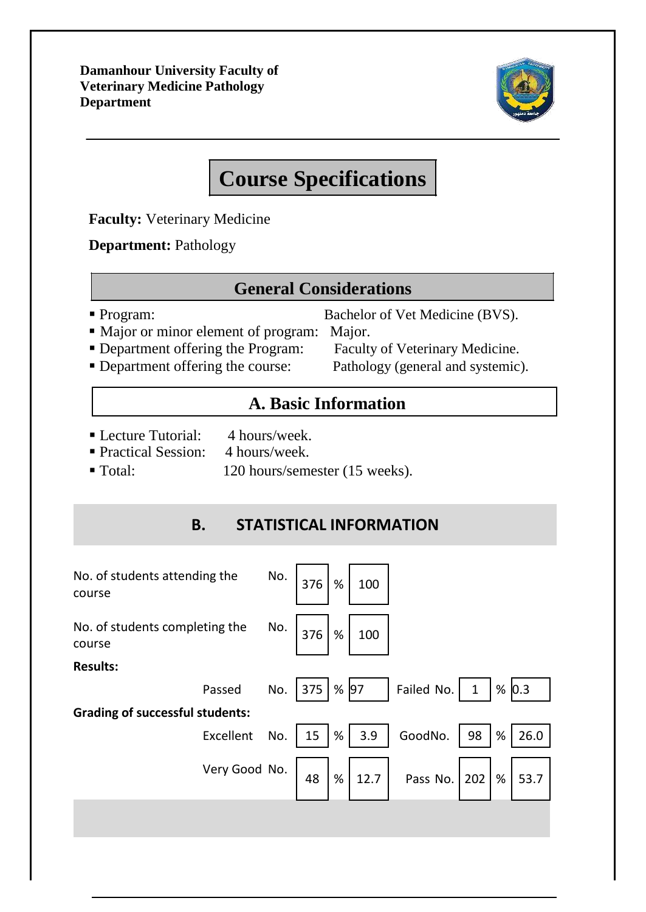**Damanhour University Faculty of Veterinary Medicine Pathology Department**

# Course Specifications

**Faculty:** Veterinary Medicine

**Department:** Pathology

## General Considerations

- Program: Bachelor of Vet Medicine (BVS).
- Major or minor element of program: Major.
- Department offering the Program: Faculty of Veterinary Medicine.
- Department offering the course: Pathology (general and systemic).

## A. Basic Information

- Lecture Tutorial: 4 hours/week.
- Practical Session: 4 hours/week.
- Total: 120 hours/semester (15 weeks).

## B. STATISTICAL INFORMATION

| | | | | | | | | |
|---|---|---|---|---|---|---|---|---|
| No. of students attending the course | No. | 376 | % | 100 | | | | |
| No. of students completing the course | No. | 376 | % | 100 | | | | |
| **Results:** | | | | | | | | |
| Passed | No. | 375 | % | 97 | Failed No. | 1 | % | 0.3 |
| **Grading of successful students:** | | | | | | | | |
| Excellent | No. | 15 | % | 3.9 | GoodNo. | 98 | % | 26.0 |
| Very Good | No. | 48 | % | 12.7 | Pass No. | 202 | % | 53.7 |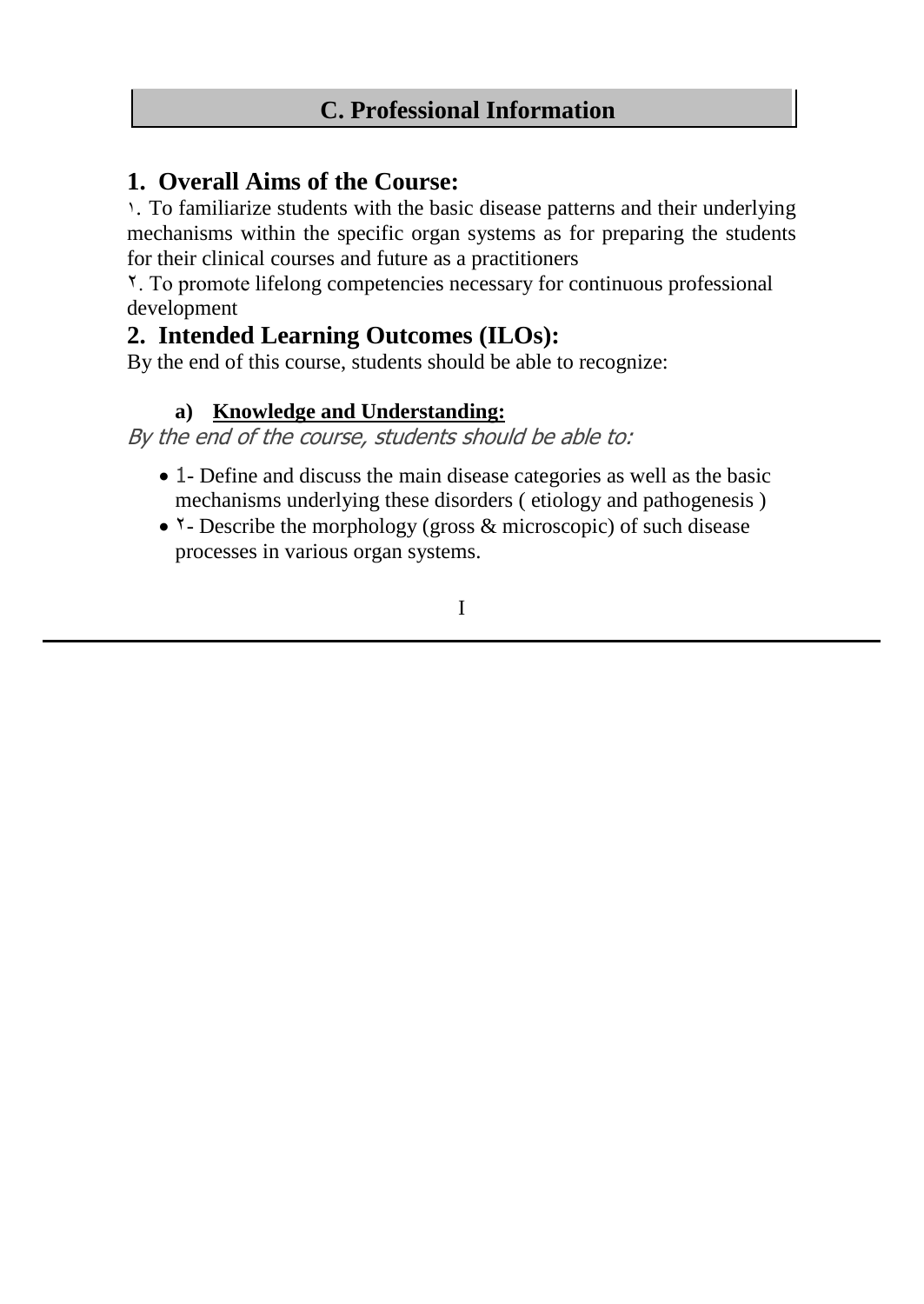## C. Professional Information

### 1. Overall Aims of the Course:

١. To familiarize students with the basic disease patterns and their underlying mechanisms within the specific organ systems as for preparing the students for their clinical courses and future as a practitioners

٢. To promote lifelong competencies necessary for continuous professional development

### 2. Intended Learning Outcomes (ILOs):

By the end of this course, students should be able to recognize:

**a) Knowledge and Understanding:**

*By the end of the course, students should be able to:*

- 1- Define and discuss the main disease categories as well as the basic mechanisms underlying these disorders ( etiology and pathogenesis )
- ٢- Describe the morphology (gross & microscopic) of such disease processes in various organ systems.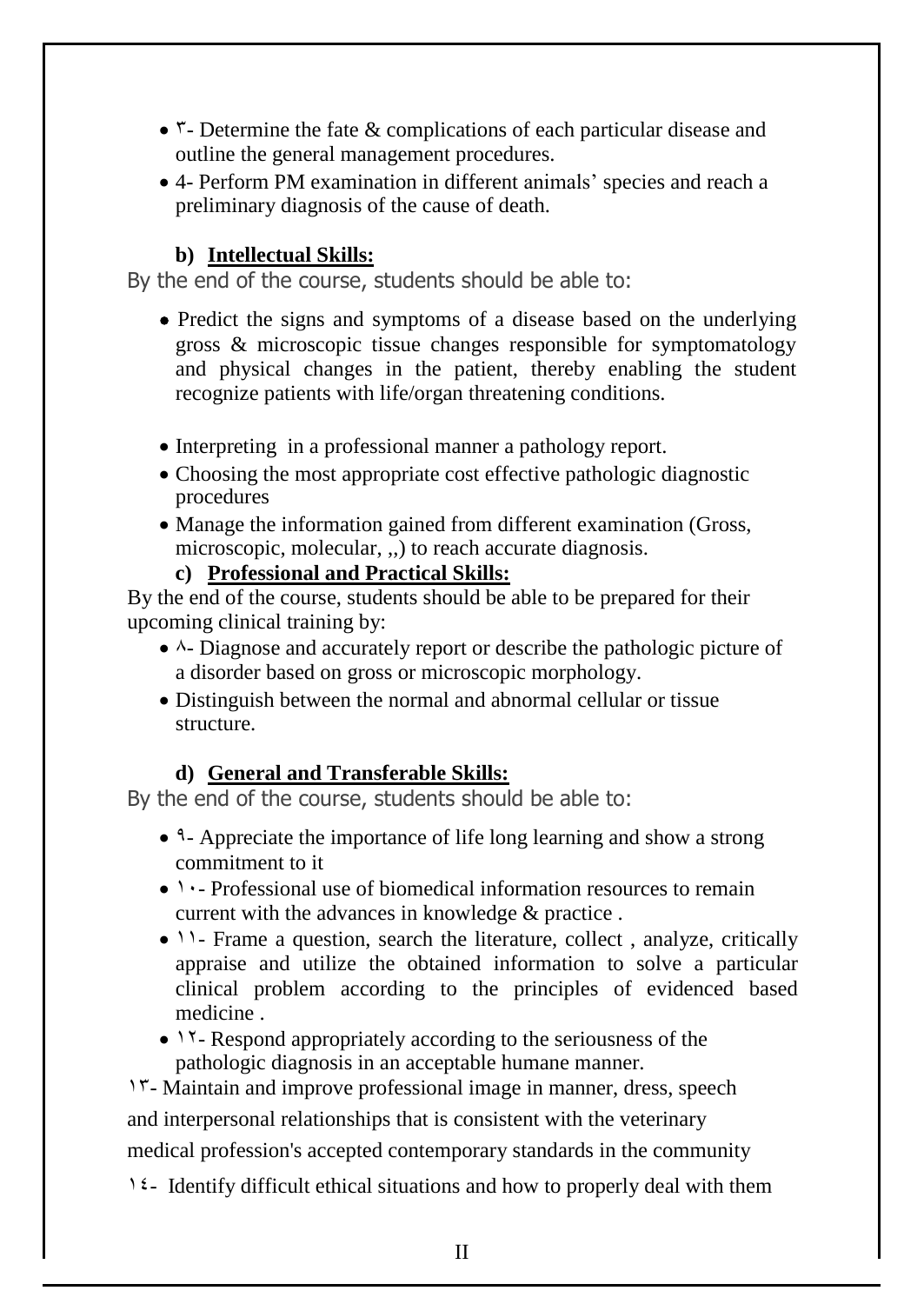- ٣- Determine the fate & complications of each particular disease and outline the general management procedures.
- 4- Perform PM examination in different animals' species and reach a preliminary diagnosis of the cause of death.

### b) Intellectual Skills:

By the end of the course, students should be able to:

- Predict the signs and symptoms of a disease based on the underlying gross & microscopic tissue changes responsible for symptomatology and physical changes in the patient, thereby enabling the student recognize patients with life/organ threatening conditions.
- Interpreting in a professional manner a pathology report.
- Choosing the most appropriate cost effective pathologic diagnostic procedures
- Manage the information gained from different examination (Gross, microscopic, molecular, ,,) to reach accurate diagnosis.

### c) Professional and Practical Skills:

By the end of the course, students should be able to be prepared for their upcoming clinical training by:

- ٨- Diagnose and accurately report or describe the pathologic picture of a disorder based on gross or microscopic morphology.
- Distinguish between the normal and abnormal cellular or tissue structure.

### d) General and Transferable Skills:

By the end of the course, students should be able to:

- ٩- Appreciate the importance of life long learning and show a strong commitment to it
- ١٠- Professional use of biomedical information resources to remain current with the advances in knowledge & practice .
- ١١- Frame a question, search the literature, collect , analyze, critically appraise and utilize the obtained information to solve a particular clinical problem according to the principles of evidenced based medicine .
- ١٢- Respond appropriately according to the seriousness of the pathologic diagnosis in an acceptable humane manner.

١٣- Maintain and improve professional image in manner, dress, speech and interpersonal relationships that is consistent with the veterinary medical profession's accepted contemporary standards in the community

١٤- Identify difficult ethical situations and how to properly deal with them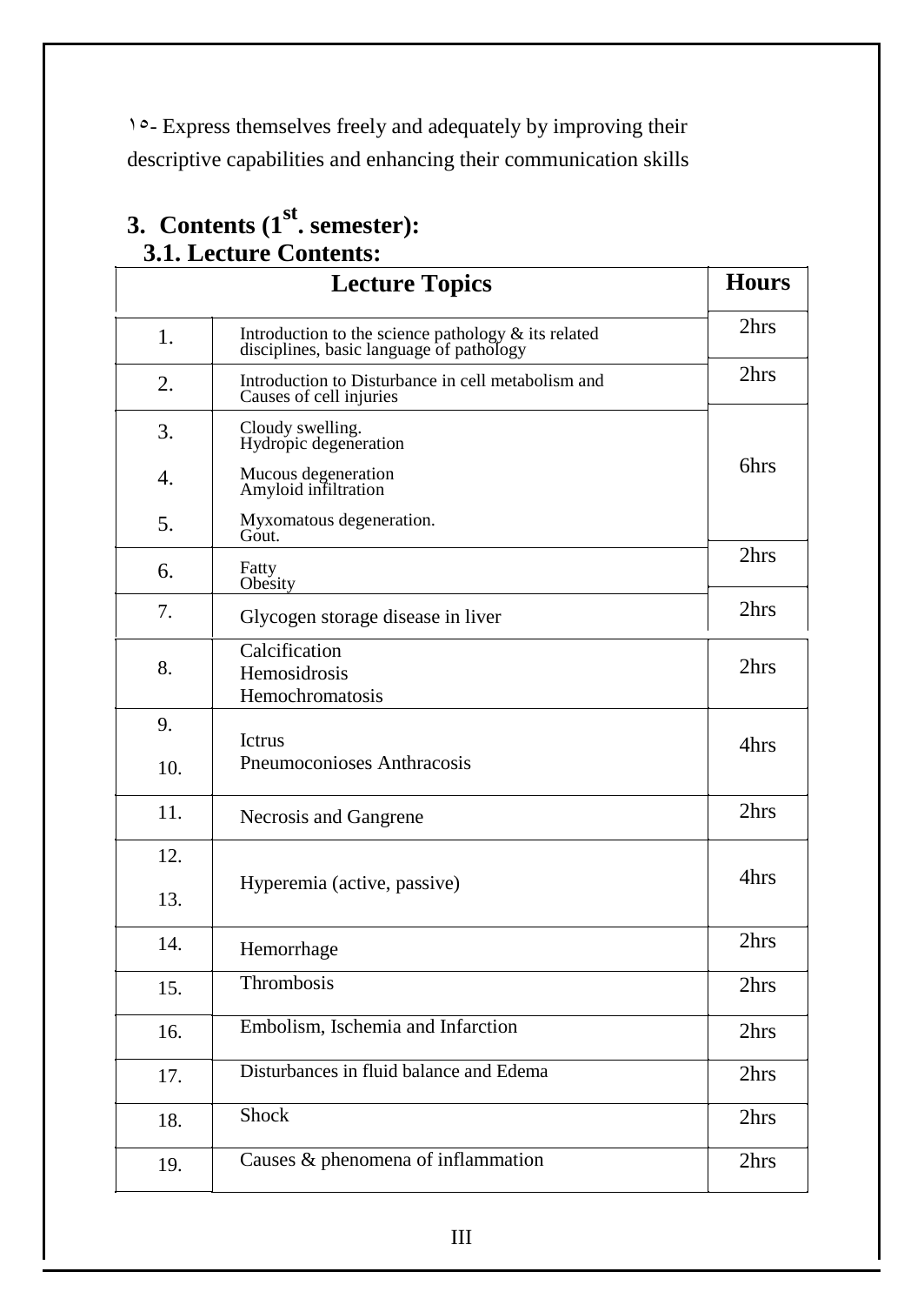١٥- Express themselves freely and adequately by improving their descriptive capabilities and enhancing their communication skills

## 3. Contents (1st. semester):

### 3.1. Lecture Contents:

| Lecture Topics | | Hours |
|---|---|---|
| 1. | Introduction to the science pathology & its related disciplines, basic language of pathology | 2hrs |
| 2. | Introduction to Disturbance in cell metabolism and Causes of cell injuries | 2hrs |
| 3. | Cloudy swelling. Hydropic degeneration | 6hrs |
| 4. | Mucous degeneration Amyloid infiltration | |
| 5. | Myxomatous degeneration. Gout. | |
| 6. | Fatty Obesity | 2hrs |
| 7. | Glycogen storage disease in liver | 2hrs |
| 8. | Calcification Hemosidrosis Hemochromatosis | 2hrs |
| 9. 10. | Ictrus Pneumoconioses Anthracosis | 4hrs |
| 11. | Necrosis and Gangrene | 2hrs |
| 12. 13. | Hyperemia (active, passive) | 4hrs |
| 14. | Hemorrhage | 2hrs |
| 15. | Thrombosis | 2hrs |
| 16. | Embolism, Ischemia and Infarction | 2hrs |
| 17. | Disturbances in fluid balance and Edema | 2hrs |
| 18. | Shock | 2hrs |
| 19. | Causes & phenomena of inflammation | 2hrs |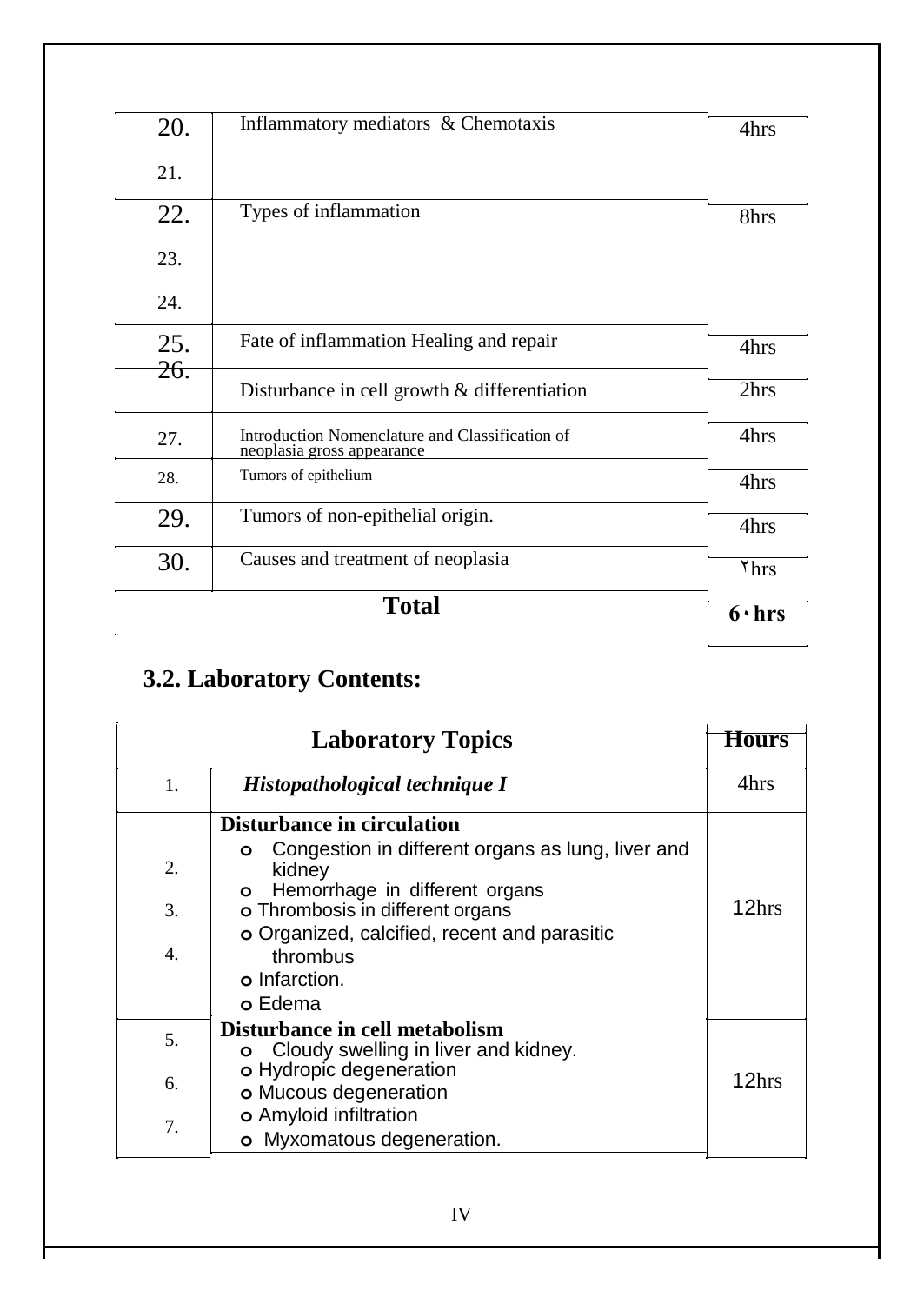| | | |
|---|---|---|
| 20.<br>21. | Inflammatory mediators & Chemotaxis | 4hrs |
| 22.<br>23.<br>24. | Types of inflammation | 8hrs |
| 25. | Fate of inflammation Healing and repair | 4hrs |
| 26. | Disturbance in cell growth & differentiation | 2hrs |
| 27. | Introduction Nomenclature and Classification of neoplasia gross appearance | 4hrs |
| 28. | Tumors of epithelium | 4hrs |
| 29. | Tumors of non-epithelial origin. | 4hrs |
| 30. | Causes and treatment of neoplasia | ٢hrs |
| **Total** | | **6٠hrs** |

## 3.2. Laboratory Contents:

| | **Laboratory Topics** | **Hours** |
|---|---|---|
| 1. | ***Histopathological technique I*** | 4hrs |
| 2.<br>3.<br>4. | **Disturbance in circulation**<br>o Congestion in different organs as lung, liver and kidney<br>o Hemorrhage in different organs<br>o Thrombosis in different organs<br>o Organized, calcified, recent and parasitic thrombus<br>o Infarction.<br>o Edema | 12hrs |
| 5.<br>6.<br>7. | **Disturbance in cell metabolism**<br>o Cloudy swelling in liver and kidney.<br>o Hydropic degeneration<br>o Mucous degeneration<br>o Amyloid infiltration<br>o Myxomatous degeneration. | 12hrs |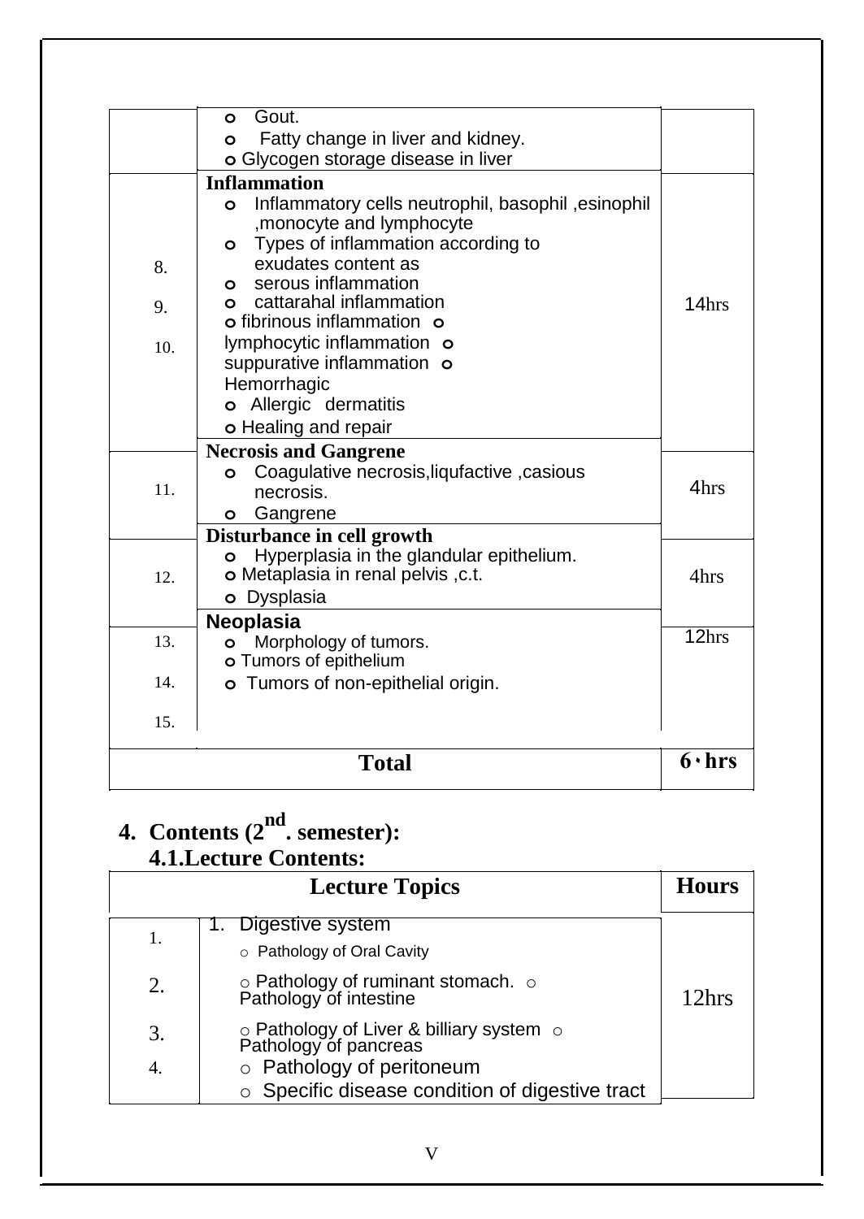|  | Lecture Topics | Hours |
|---|---|---|
|  | o Gout.<br>o Fatty change in liver and kidney.<br>o Glycogen storage disease in liver |  |
| 8.<br>9.<br>10. | **Inflammation**<br>o Inflammatory cells neutrophil, basophil ,esinophil ,monocyte and lymphocyte<br>o Types of inflammation according to exudates content as<br>o serous inflammation<br>o cattarahal inflammation<br>o fibrinous inflammation o lymphocytic inflammation o suppurative inflammation o Hemorrhagic<br>o Allergic dermatitis<br>o Healing and repair | 14hrs |
| 11. | **Necrosis and Gangrene**<br>o Coagulative necrosis,liqufactive ,casious necrosis.<br>o Gangrene | 4hrs |
| 12. | **Disturbance in cell growth**<br>o Hyperplasia in the glandular epithelium.<br>o Metaplasia in renal pelvis ,c.t.<br>o Dysplasia | 4hrs |
| 13.<br>14.<br>15. | **Neoplasia**<br>o Morphology of tumors.<br>o Tumors of epithelium<br>o Tumors of non-epithelial origin. | 12hrs |
| **Total** |  | **6٠hrs** |

**4. Contents (2nd. semester):**

**4.1.Lecture Contents:**

|  | Lecture Topics | Hours |
|---|---|---|
| 1.<br>2.<br>3.<br>4. | 1. Digestive system<br>○ Pathology of Oral Cavity<br>○ Pathology of ruminant stomach. ○ Pathology of intestine<br>○ Pathology of Liver & billiary system ○ Pathology of pancreas<br>○ Pathology of peritoneum<br>○ Specific disease condition of digestive tract | 12hrs |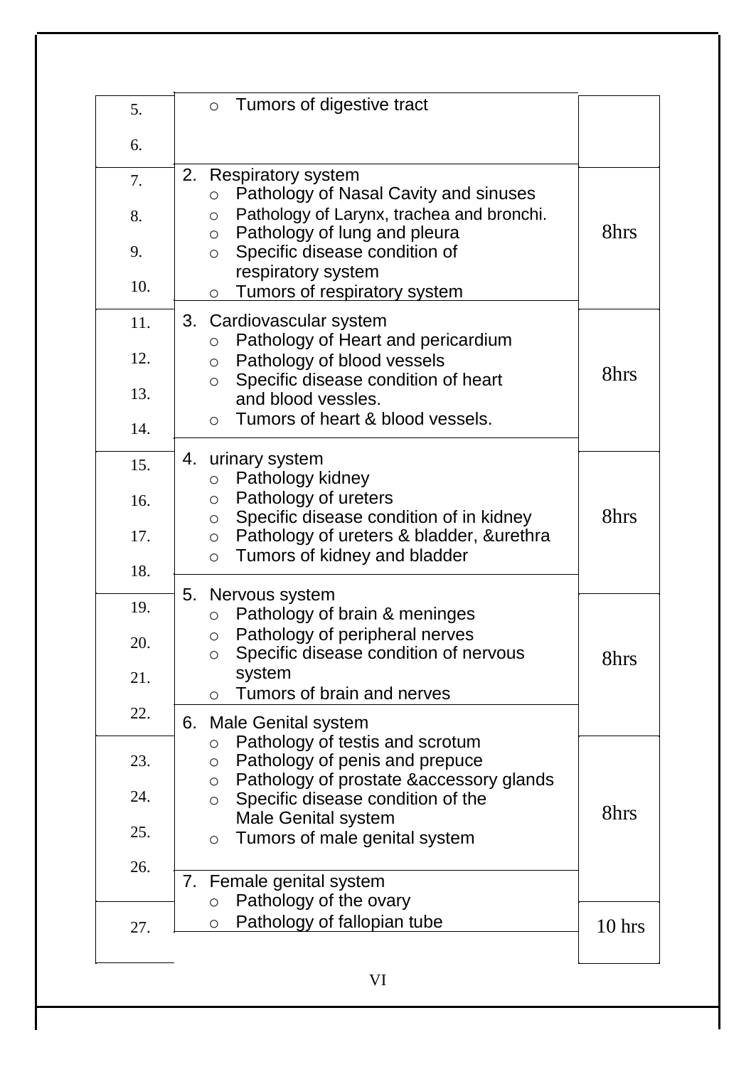| | | |
|---|---|---|
| 5.<br>6. | ○ Tumors of digestive tract | |
| 7.<br>8.<br>9.<br>10. | 2. Respiratory system<br>○ Pathology of Nasal Cavity and sinuses<br>○ Pathology of Larynx, trachea and bronchi.<br>○ Pathology of lung and pleura<br>○ Specific disease condition of respiratory system<br>○ Tumors of respiratory system | 8hrs |
| 11.<br>12.<br>13.<br>14. | 3. Cardiovascular system<br>○ Pathology of Heart and pericardium<br>○ Pathology of blood vessels<br>○ Specific disease condition of heart and blood vessles.<br>○ Tumors of heart & blood vessels. | 8hrs |
| 15.<br>16.<br>17.<br>18. | 4. urinary system<br>○ Pathology kidney<br>○ Pathology of ureters<br>○ Specific disease condition of in kidney<br>○ Pathology of ureters & bladder, &urethra<br>○ Tumors of kidney and bladder | 8hrs |
| 19.<br>20.<br>21.<br>22. | 5. Nervous system<br>○ Pathology of brain & meninges<br>○ Pathology of peripheral nerves<br>○ Specific disease condition of nervous system<br>○ Tumors of brain and nerves | 8hrs |
| 23.<br>24.<br>25.<br>26. | 6. Male Genital system<br>○ Pathology of testis and scrotum<br>○ Pathology of penis and prepuce<br>○ Pathology of prostate &accessory glands<br>○ Specific disease condition of the Male Genital system<br>○ Tumors of male genital system | 8hrs |
| 27. | 7. Female genital system<br>○ Pathology of the ovary<br>○ Pathology of fallopian tube | 10 hrs |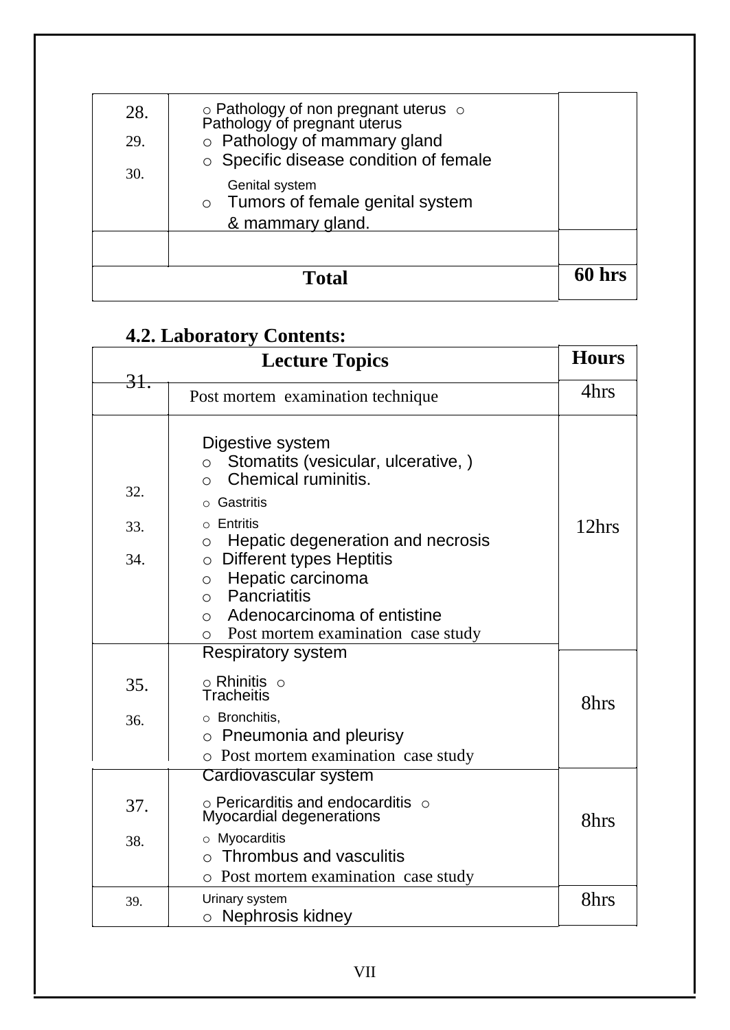| | | |
|---|---|---|
| 28.<br>29.<br>30. | ○ Pathology of non pregnant uterus ○ Pathology of pregnant uterus<br>○ Pathology of mammary gland<br>○ Specific disease condition of female Genital system<br>○ Tumors of female genital system & mammary gland. | |
| | | |
| **Total** | | **60 hrs** |

## 4.2. Laboratory Contents:

| | **Lecture Topics** | **Hours** |
|---|---|---|
| 31. | Post mortem examination technique | 4hrs |
| 32.<br>33.<br>34. | Digestive system<br>○ Stomatits (vesicular, ulcerative, )<br>○ Chemical ruminitis.<br>○ Gastritis<br>○ Entritis<br>○ Hepatic degeneration and necrosis<br>○ Different types Heptitis<br>○ Hepatic carcinoma<br>○ Pancriatitis<br>○ Adenocarcinoma of entistine<br>○ Post mortem examination case study | 12hrs |
| 35.<br>36. | Respiratory system<br>○ Rhinitis ○ Tracheitis<br>○ Bronchitis,<br>○ Pneumonia and pleurisy<br>○ Post mortem examination case study | 8hrs |
| 37.<br>38. | Cardiovascular system<br>○ Pericarditis and endocarditis ○ Myocardial degenerations<br>○ Myocarditis<br>○ Thrombus and vasculitis<br>○ Post mortem examination case study | 8hrs |
| 39. | Urinary system<br>○ Nephrosis kidney | 8hrs |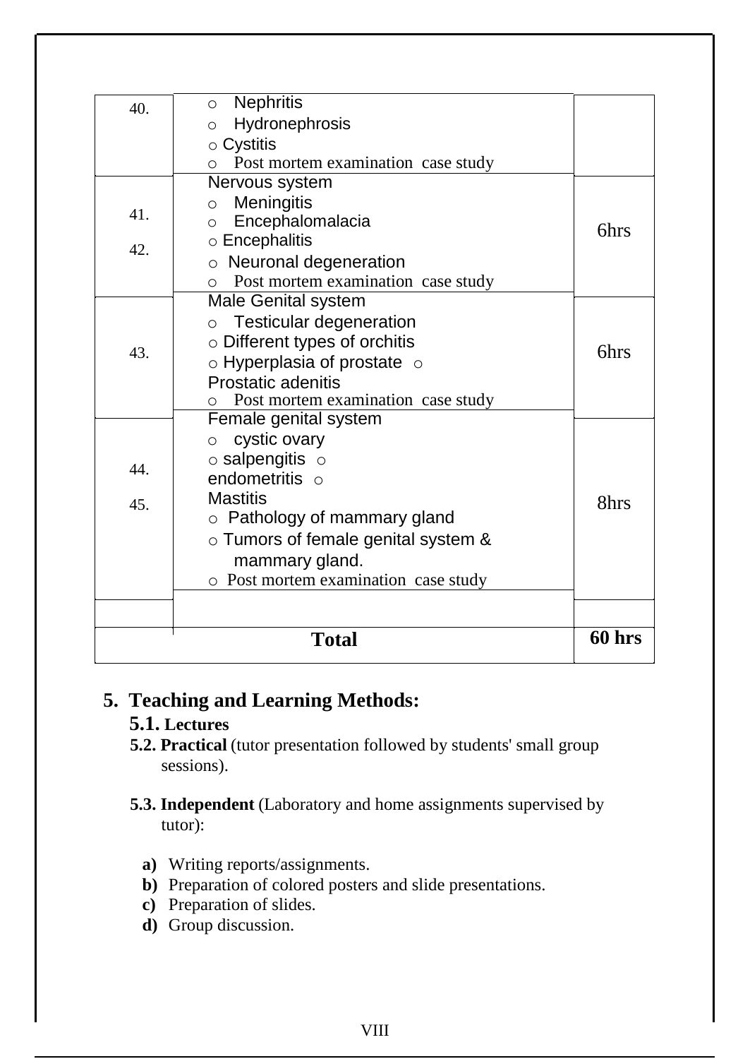| | | |
|---|---|---|
| 40. | ○ Nephritis<br>○ Hydronephrosis<br>○ Cystitis<br>○ Post mortem examination case study | |
| 41.<br>42. | Nervous system<br>○ Meningitis<br>○ Encephalomalacia<br>○ Encephalitis<br>○ Neuronal degeneration<br>○ Post mortem examination case study | 6hrs |
| 43. | Male Genital system<br>○ Testicular degeneration<br>○ Different types of orchitis<br>○ Hyperplasia of prostate ○ Prostatic adenitis<br>○ Post mortem examination case study | 6hrs |
| 44.<br>45. | Female genital system<br>○ cystic ovary<br>○ salpengitis ○ endometritis ○ Mastitis<br>○ Pathology of mammary gland<br>○ Tumors of female genital system & mammary gland.<br>○ Post mortem examination case study | 8hrs |
| | | |
| | **Total** | **60 hrs** |

## 5. Teaching and Learning Methods:

**5.1. Lectures**

**5.2. Practical** (tutor presentation followed by students' small group sessions).

**5.3. Independent** (Laboratory and home assignments supervised by tutor):

- **a)** Writing reports/assignments.
- **b)** Preparation of colored posters and slide presentations.
- **c)** Preparation of slides.
- **d)** Group discussion.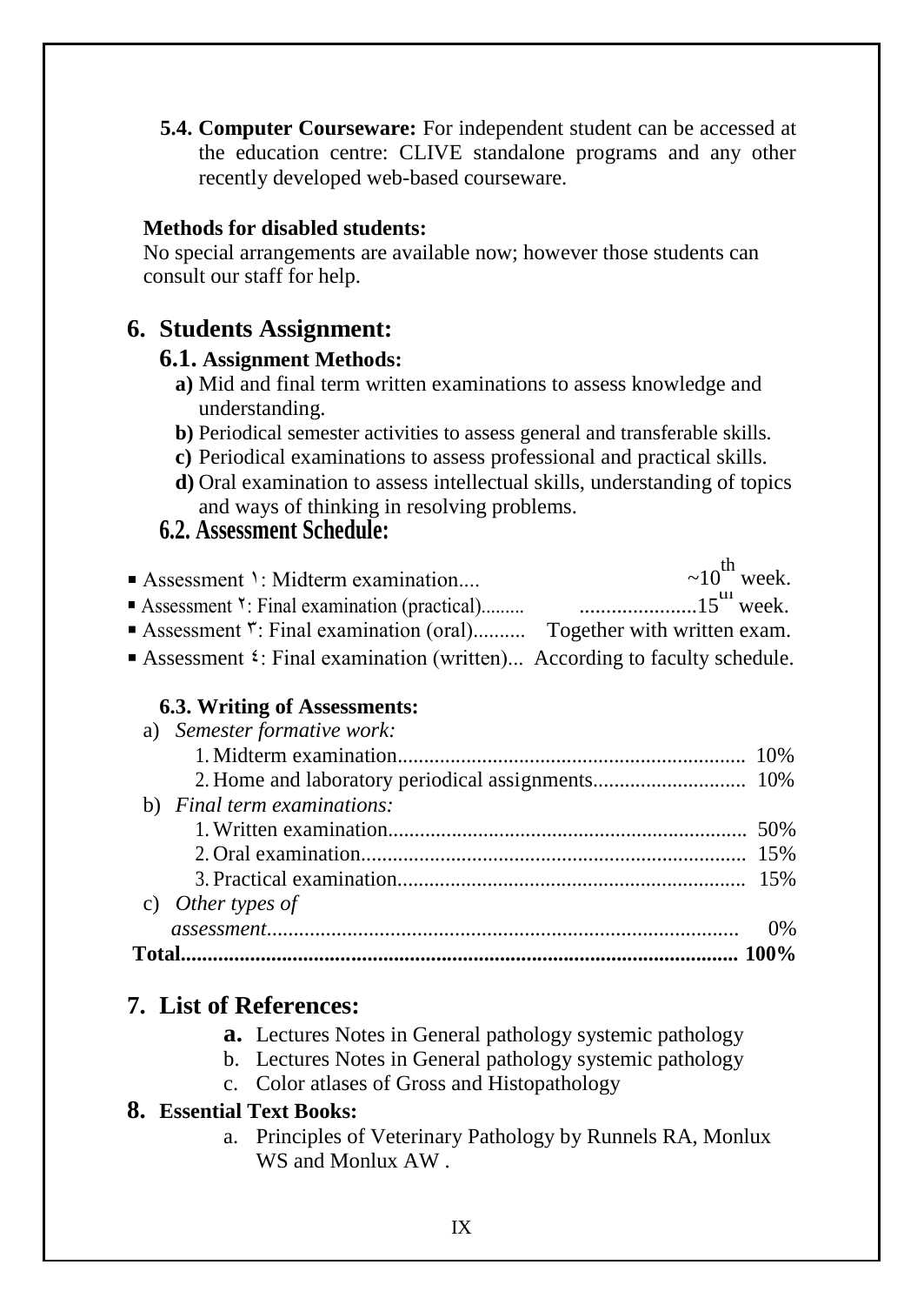**5.4. Computer Courseware:** For independent student can be accessed at the education centre: CLIVE standalone programs and any other recently developed web-based courseware.

**Methods for disabled students:**
No special arrangements are available now; however those students can consult our staff for help.

## 6. Students Assignment:

### 6.1. Assignment Methods:

- **a)** Mid and final term written examinations to assess knowledge and understanding.
- **b)** Periodical semester activities to assess general and transferable skills.
- **c)** Periodical examinations to assess professional and practical skills.
- **d)** Oral examination to assess intellectual skills, understanding of topics and ways of thinking in resolving problems.

### 6.2. Assessment Schedule:

- Assessment ١: Midterm examination.... ~10th week.
- Assessment ٢: Final examination (practical)......... .....................15th week.
- Assessment ٣: Final examination (oral).......... Together with written exam.
- Assessment ٤: Final examination (written)... According to faculty schedule.

### 6.3. Writing of Assessments:

a) *Semester formative work:*
  1. Midterm examination................................................................. 10%
  2. Home and laboratory periodical assignments............................ 10%

b) *Final term examinations:*
  1. Written examination................................................................... 50%
  2. Oral examination....................................................................... 15%
  3. Practical examination................................................................. 15%

c) *Other types of assessment*........................................................................................ 0%

**Total........................................................................................................ 100%**

## 7. List of References:

a. Lectures Notes in General pathology systemic pathology
b. Lectures Notes in General pathology systemic pathology
c. Color atlases of Gross and Histopathology

## 8. Essential Text Books:

a. Principles of Veterinary Pathology by Runnels RA, Monlux WS and Monlux AW .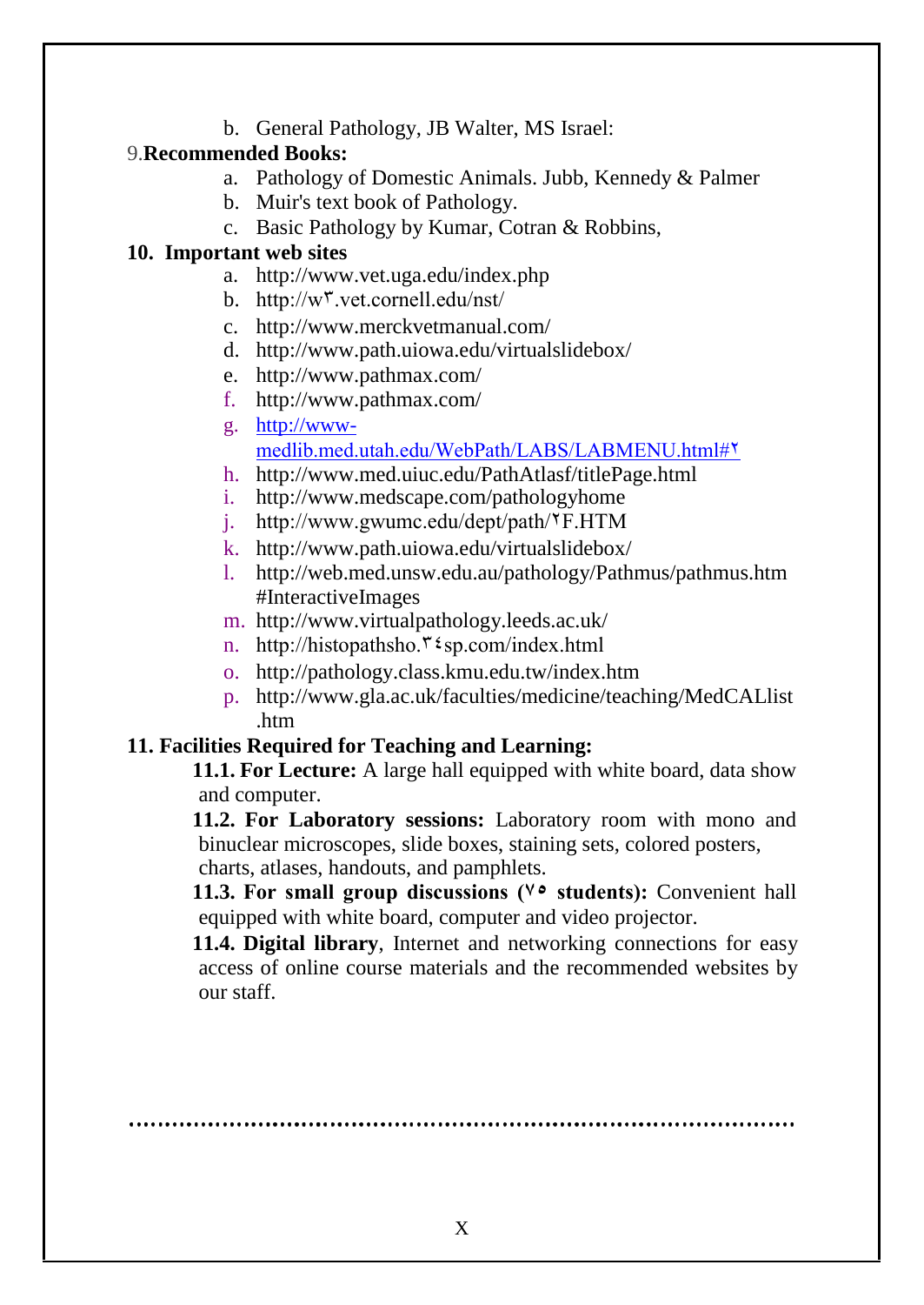b. General Pathology, JB Walter, MS Israel:

9.**Recommended Books:**

a. Pathology of Domestic Animals. Jubb, Kennedy & Palmer
b. Muir's text book of Pathology.
c. Basic Pathology by Kumar, Cotran & Robbins,

**10. Important web sites**

a. http://www.vet.uga.edu/index.php
b. http://w٣.vet.cornell.edu/nst/
c. http://www.merckvetmanual.com/
d. http://www.path.uiowa.edu/virtualslidebox/
e. http://www.pathmax.com/
f. http://www.pathmax.com/
g. http://www-medlib.med.utah.edu/WebPath/LABS/LABMENU.html#٢
h. http://www.med.uiuc.edu/PathAtlasf/titlePage.html
i. http://www.medscape.com/pathologyhome
j. http://www.gwumc.edu/dept/path/٢F.HTM
k. http://www.path.uiowa.edu/virtualslidebox/
l. http://web.med.unsw.edu.au/pathology/Pathmus/pathmus.htm #InteractiveImages
m. http://www.virtualpathology.leeds.ac.uk/
n. http://histopathsho.٣٤sp.com/index.html
o. http://pathology.class.kmu.edu.tw/index.htm
p. http://www.gla.ac.uk/faculties/medicine/teaching/MedCALlist .htm

**11. Facilities Required for Teaching and Learning:**

**11.1. For Lecture:** A large hall equipped with white board, data show and computer.

**11.2. For Laboratory sessions:** Laboratory room with mono and binuclear microscopes, slide boxes, staining sets, colored posters, charts, atlases, handouts, and pamphlets.

**11.3. For small group discussions (٧٥ students):** Convenient hall equipped with white board, computer and video projector.

**11.4. Digital library**, Internet and networking connections for easy access of online course materials and the recommended websites by our staff.

……………………………………………………………………………………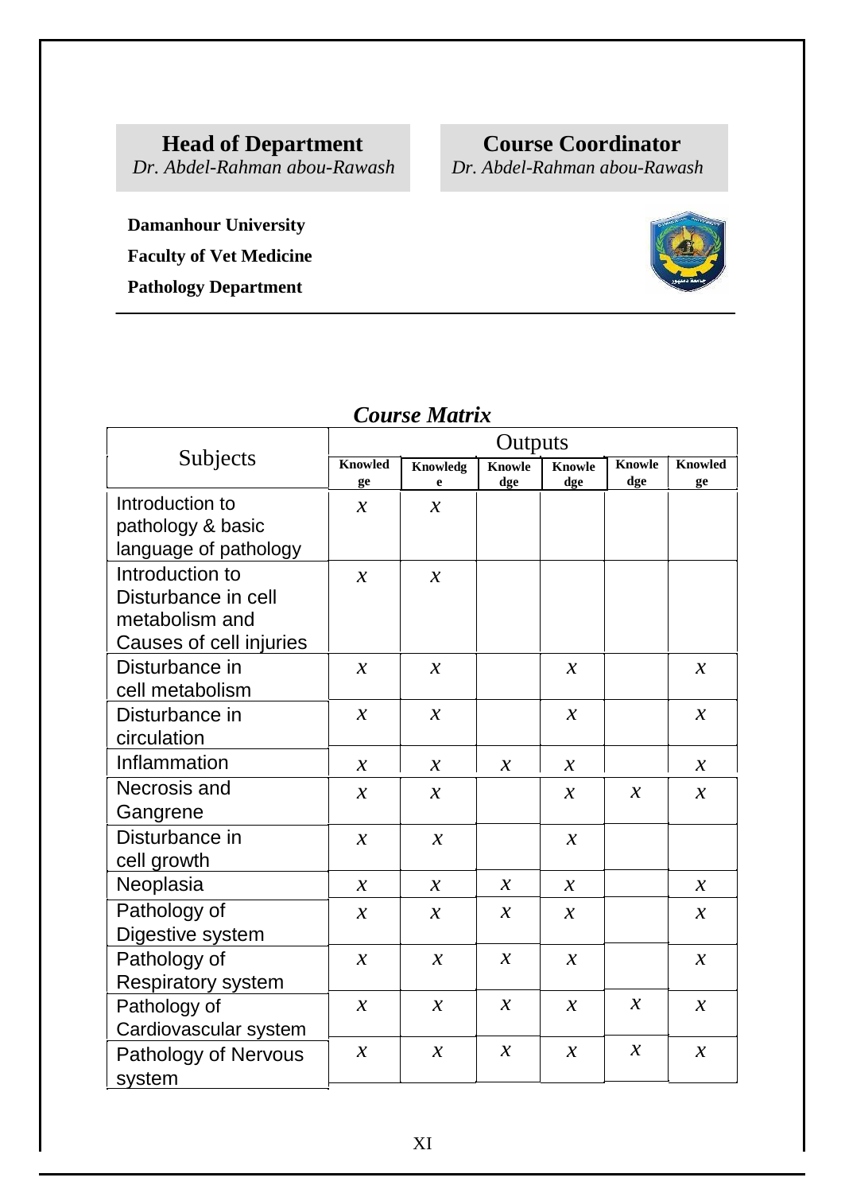**Head of Department**
*Dr. Abdel-Rahman abou-Rawash*

**Course Coordinator**
*Dr. Abdel-Rahman abou-Rawash*

**Damanhour University**

**Faculty of Vet Medicine**

**Pathology Department**

## *Course Matrix*

| Subjects | Outputs | | | | | |
|---|---|---|---|---|---|---|
| | Knowledge | Knowledge | Knowledge | Knowledge | Knowledge | Knowledge |
| Introduction to pathology & basic language of pathology | x | x | | | | |
| Introduction to Disturbance in cell metabolism and Causes of cell injuries | x | x | | | | |
| Disturbance in cell metabolism | x | x | | x | | x |
| Disturbance in circulation | x | x | | x | | x |
| Inflammation | x | x | x | x | | x |
| Necrosis and Gangrene | x | x | | x | x | x |
| Disturbance in cell growth | x | x | | x | | |
| Neoplasia | x | x | x | x | | x |
| Pathology of Digestive system | x | x | x | x | | x |
| Pathology of Respiratory system | x | x | x | x | | x |
| Pathology of Cardiovascular system | x | x | x | x | x | x |
| Pathology of Nervous system | x | x | x | x | x | x |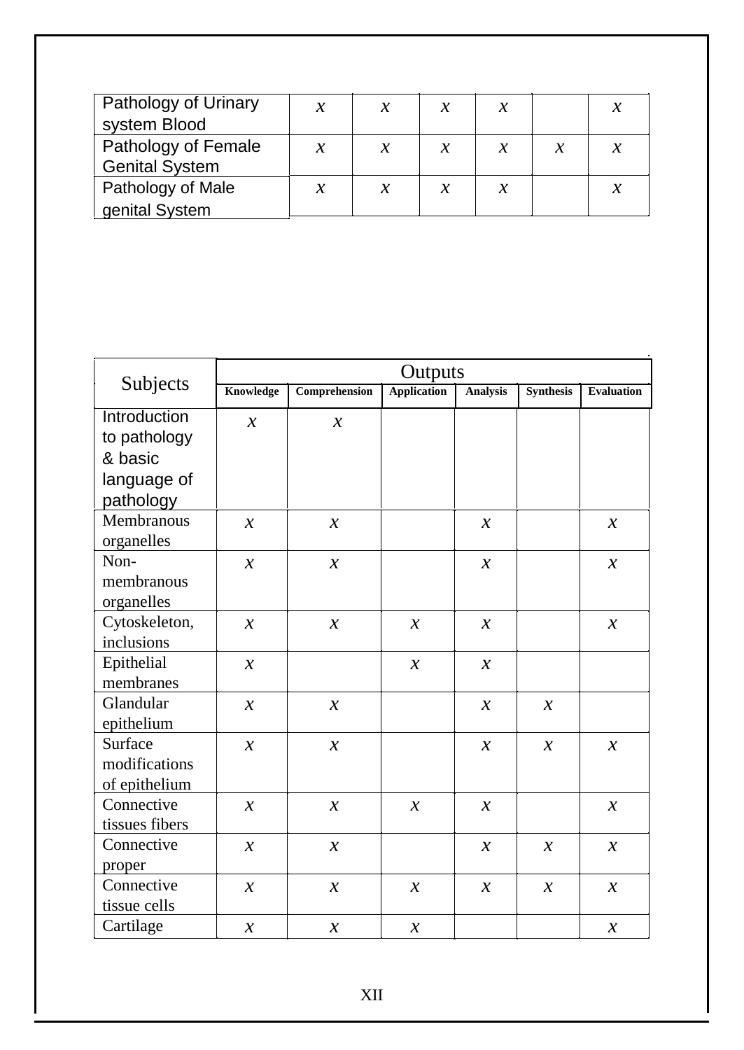| Pathology of Urinary system Blood | x | x | x | x | | x |
|---|---|---|---|---|---|---|
| Pathology of Female Genital System | x | x | x | x | x | x |
| Pathology of Male genital System | x | x | x | x | | x |

| Subjects | Outputs | | | | | |
|---|---|---|---|---|---|---|
| | **Knowledge** | **Comprehension** | **Application** | **Analysis** | **Synthesis** | **Evaluation** |
| Introduction to pathology & basic language of pathology | x | x | | | | |
| Membranous organelles | x | x | | x | | x |
| Non-membranous organelles | x | x | | x | | x |
| Cytoskeleton, inclusions | x | x | x | x | | x |
| Epithelial membranes | x | | x | x | | |
| Glandular epithelium | x | x | | x | x | |
| Surface modifications of epithelium | x | x | | x | x | x |
| Connective tissues fibers | x | x | x | x | | x |
| Connective proper | x | x | | x | x | x |
| Connective tissue cells | x | x | x | x | x | x |
| Cartilage | x | x | x | | | x |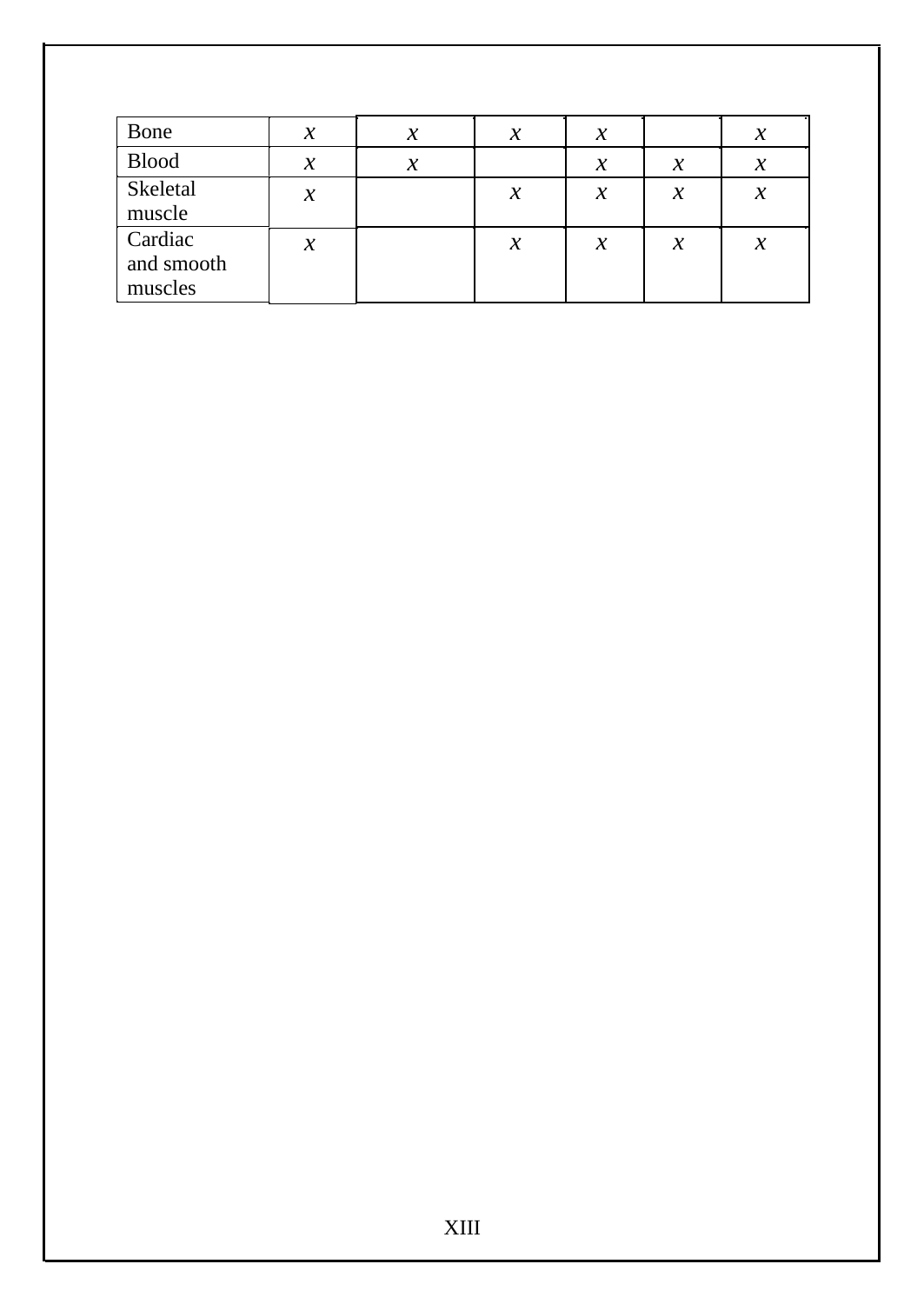| | | | | | | |
|---|---|---|---|---|---|---|
| Bone | x | x | x | x | | x |
| Blood | x | x | | x | x | x |
| Skeletal muscle | x | | x | x | x | x |
| Cardiac and smooth muscles | x | | x | x | x | x |